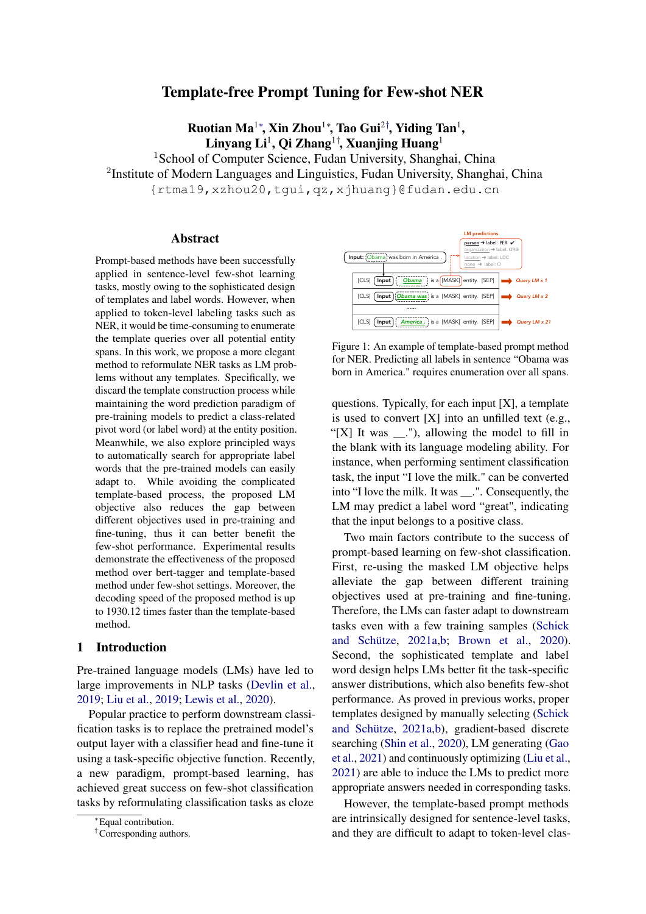# Template-free Prompt Tuning for Few-shot NER

**Ruotian Ma[1*], Xin Zhou[1*], Tao Gui[2†], Yiding Tan[1], Linyang Li[1], Qi Zhang[1†], Xuanjing Huang[1]**

[1]School of Computer Science, Fudan University, Shanghai, China
[2]Institute of Modern Languages and Linguistics, Fudan University, Shanghai, China
{rtma19,xzhou20,tgui,qz,xjhuang}@fudan.edu.cn

## Abstract

Prompt-based methods have been successfully applied in sentence-level few-shot learning tasks, mostly owing to the sophisticated design of templates and label words. However, when applied to token-level labeling tasks such as NER, it would be time-consuming to enumerate the template queries over all potential entity spans. In this work, we propose a more elegant method to reformulate NER tasks as LM problems without any templates. Specifically, we discard the template construction process while maintaining the word prediction paradigm of pre-training models to predict a class-related pivot word (or label word) at the entity position. Meanwhile, we also explore principled ways to automatically search for appropriate label words that the pre-trained models can easily adapt to. While avoiding the complicated template-based process, the proposed LM objective also reduces the gap between different objectives used in pre-training and fine-tuning, thus it can better benefit the few-shot performance. Experimental results demonstrate the effectiveness of the proposed method over bert-tagger and template-based method under few-shot settings. Moreover, the decoding speed of the proposed method is up to 1930.12 times faster than the template-based method.

## 1 Introduction

Pre-trained language models (LMs) have led to large improvements in NLP tasks (Devlin et al., 2019; Liu et al., 2019; Lewis et al., 2020).

Popular practice to perform downstream classification tasks is to replace the pretrained model's output layer with a classifier head and fine-tune it using a task-specific objective function. Recently, a new paradigm, prompt-based learning, has achieved great success on few-shot classification tasks by reformulating classification tasks as cloze questions. Typically, for each input [X], a template is used to convert [X] into an unfilled text (e.g., "[X] It was __."), allowing the model to fill in the blank with its language modeling ability. For instance, when performing sentiment classification task, the input "I love the milk." can be converted into "I love the milk. It was __.". Consequently, the LM may predict a label word "great", indicating that the input belongs to a positive class.

Figure 1: An example of template-based prompt method for NER. Predicting all labels in sentence "Obama was born in America." requires enumeration over all spans.

Two main factors contribute to the success of prompt-based learning on few-shot classification. First, re-using the masked LM objective helps alleviate the gap between different training objectives used at pre-training and fine-tuning. Therefore, the LMs can faster adapt to downstream tasks even with a few training samples (Schick and Schütze, 2021a,b; Brown et al., 2020). Second, the sophisticated template and label word design helps LMs better fit the task-specific answer distributions, which also benefits few-shot performance. As proved in previous works, proper templates designed by manually selecting (Schick and Schütze, 2021a,b), gradient-based discrete searching (Shin et al., 2020), LM generating (Gao et al., 2021) and continuously optimizing (Liu et al., 2021) are able to induce the LMs to predict more appropriate answers needed in corresponding tasks.

However, the template-based prompt methods are intrinsically designed for sentence-level tasks, and they are difficult to adapt to token-level clas-

*Equal contribution.
†Corresponding authors.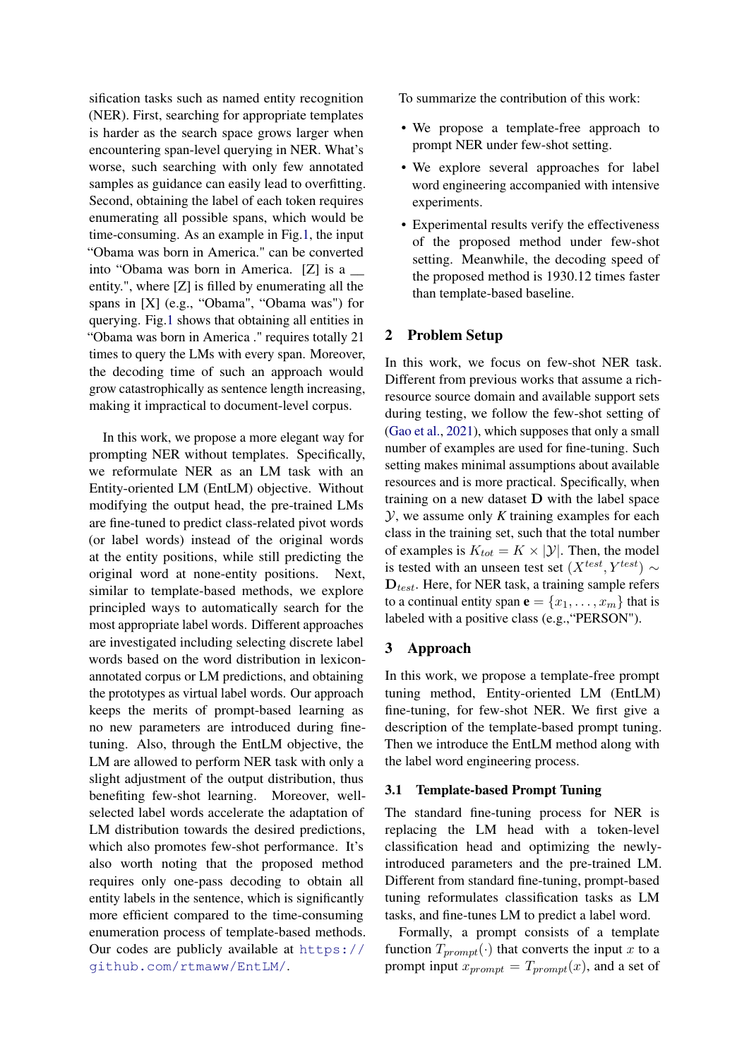sification tasks such as named entity recognition (NER). First, searching for appropriate templates is harder as the search space grows larger when encountering span-level querying in NER. What's worse, such searching with only few annotated samples as guidance can easily lead to overfitting. Second, obtaining the label of each token requires enumerating all possible spans, which would be time-consuming. As an example in Fig.1, the input "Obama was born in America." can be converted into "Obama was born in America. [Z] is a __ entity.", where [Z] is filled by enumerating all the spans in [X] (e.g., "Obama", "Obama was") for querying. Fig.1 shows that obtaining all entities in "Obama was born in America ." requires totally 21 times to query the LMs with every span. Moreover, the decoding time of such an approach would grow catastrophically as sentence length increasing, making it impractical to document-level corpus.

In this work, we propose a more elegant way for prompting NER without templates. Specifically, we reformulate NER as an LM task with an Entity-oriented LM (EntLM) objective. Without modifying the output head, the pre-trained LMs are fine-tuned to predict class-related pivot words (or label words) instead of the original words at the entity positions, while still predicting the original word at none-entity positions. Next, similar to template-based methods, we explore principled ways to automatically search for the most appropriate label words. Different approaches are investigated including selecting discrete label words based on the word distribution in lexicon-annotated corpus or LM predictions, and obtaining the prototypes as virtual label words. Our approach keeps the merits of prompt-based learning as no new parameters are introduced during fine-tuning. Also, through the EntLM objective, the LM are allowed to perform NER task with only a slight adjustment of the output distribution, thus benefiting few-shot learning. Moreover, well-selected label words accelerate the adaptation of LM distribution towards the desired predictions, which also promotes few-shot performance. It's also worth noting that the proposed method requires only one-pass decoding to obtain all entity labels in the sentence, which is significantly more efficient compared to the time-consuming enumeration process of template-based methods. Our codes are publicly available at https://github.com/rtmaww/EntLM/.

To summarize the contribution of this work:

- We propose a template-free approach to prompt NER under few-shot setting.
- We explore several approaches for label word engineering accompanied with intensive experiments.
- Experimental results verify the effectiveness of the proposed method under few-shot setting. Meanwhile, the decoding speed of the proposed method is 1930.12 times faster than template-based baseline.

## 2 Problem Setup

In this work, we focus on few-shot NER task. Different from previous works that assume a rich-resource source domain and available support sets during testing, we follow the few-shot setting of (Gao et al., 2021), which supposes that only a small number of examples are used for fine-tuning. Such setting makes minimal assumptions about available resources and is more practical. Specifically, when training on a new dataset $\mathbf{D}$ with the label space $\mathcal{Y}$, we assume only *K* training examples for each class in the training set, such that the total number of examples is $K_{tot} = K \times |\mathcal{Y}|$. Then, the model is tested with an unseen test set $(X^{test}, Y^{test}) \sim \mathbf{D}_{test}$. Here, for NER task, a training sample refers to a continual entity span $\mathbf{e} = \{x_1, \dots, x_m\}$ that is labeled with a positive class (e.g.,"PERSON").

## 3 Approach

In this work, we propose a template-free prompt tuning method, Entity-oriented LM (EntLM) fine-tuning, for few-shot NER. We first give a description of the template-based prompt tuning. Then we introduce the EntLM method along with the label word engineering process.

### 3.1 Template-based Prompt Tuning

The standard fine-tuning process for NER is replacing the LM head with a token-level classification head and optimizing the newly-introduced parameters and the pre-trained LM. Different from standard fine-tuning, prompt-based tuning reformulates classification tasks as LM tasks, and fine-tunes LM to predict a label word.

Formally, a prompt consists of a template function $T_{prompt}(\cdot)$ that converts the input $x$ to a prompt input $x_{prompt} = T_{prompt}(x)$, and a set of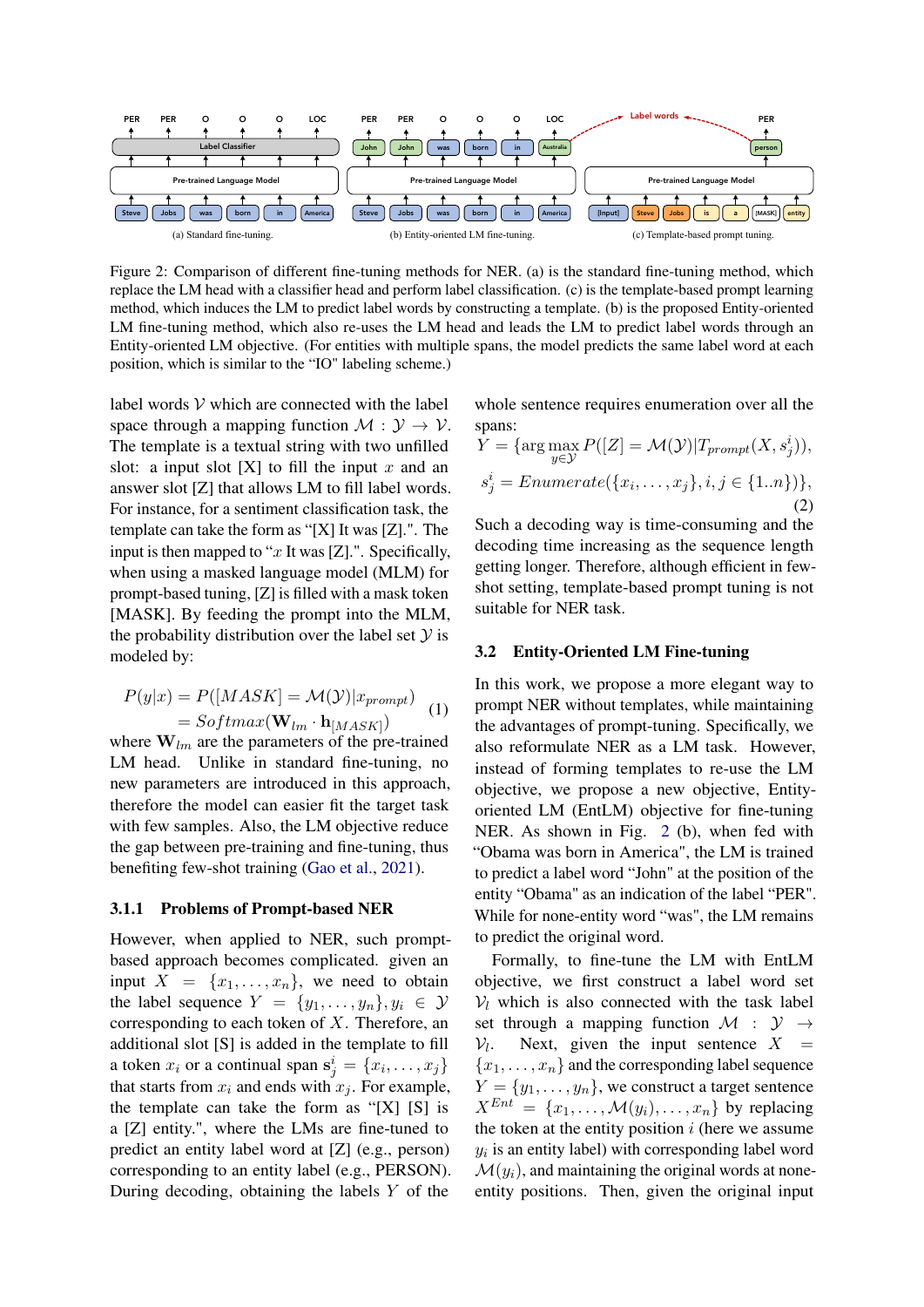Figure 2: Comparison of different fine-tuning methods for NER. (a) is the standard fine-tuning method, which replace the LM head with a classifier head and perform label classification. (c) is the template-based prompt learning method, which induces the LM to predict label words by constructing a template. (b) is the proposed Entity-oriented LM fine-tuning method, which also re-uses the LM head and leads the LM to predict label words through an Entity-oriented LM objective. (For entities with multiple spans, the model predicts the same label word at each position, which is similar to the "IO" labeling scheme.)

label words $\mathcal{V}$ which are connected with the label space through a mapping function $\mathcal{M} : \mathcal{Y} \to \mathcal{V}$. The template is a textual string with two unfilled slot: a input slot [X] to fill the input $x$ and an answer slot [Z] that allows LM to fill label words. For instance, for a sentiment classification task, the template can take the form as "[X] It was [Z].". The input is then mapped to "$x$ It was [Z].". Specifically, when using a masked language model (MLM) for prompt-based tuning, [Z] is filled with a mask token [MASK]. By feeding the prompt into the MLM, the probability distribution over the label set $\mathcal{Y}$ is modeled by:

$$
\begin{aligned}
P(y|x) &= P([MASK] = \mathcal{M}(\mathcal{Y})|x_{prompt}) \\
&= Softmax(\mathbf{W}_{lm} \cdot \mathbf{h}_{[MASK]})
\end{aligned} \tag{1}
$$

where $\mathbf{W}_{lm}$ are the parameters of the pre-trained LM head. Unlike in standard fine-tuning, no new parameters are introduced in this approach, therefore the model can easier fit the target task with few samples. Also, the LM objective reduce the gap between pre-training and fine-tuning, thus benefiting few-shot training (Gao et al., 2021).

#### 3.1.1 Problems of Prompt-based NER

However, when applied to NER, such prompt-based approach becomes complicated. given an input $X = \{x_1, \dots, x_n\}$, we need to obtain the label sequence $Y = \{y_1, \dots, y_n\}, y_i \in \mathcal{Y}$ corresponding to each token of $X$. Therefore, an additional slot [S] is added in the template to fill a token $x_i$ or a continual span $\mathbf{s}_j^i = \{x_i, \dots, x_j\}$ that starts from $x_i$ and ends with $x_j$. For example, the template can take the form as "[X] [S] is a [Z] entity.", where the LMs are fine-tuned to predict an entity label word at [Z] (e.g., person) corresponding to an entity label (e.g., PERSON). During decoding, obtaining the labels $Y$ of the whole sentence requires enumeration over all the spans:

$$
\begin{aligned}
Y &= \{\arg\max_{y \in \mathcal{Y}} P([Z] = \mathcal{M}(\mathcal{Y})|T_{prompt}(X, s_j^i)), \\
s_j^i &= Enumerate(\{x_i, \dots, x_j\}, i, j \in \{1..n\})\},
\end{aligned} \tag{2}
$$

Such a decoding way is time-consuming and the decoding time increasing as the sequence length getting longer. Therefore, although efficient in few-shot setting, template-based prompt tuning is not suitable for NER task.

### 3.2 Entity-Oriented LM Fine-tuning

In this work, we propose a more elegant way to prompt NER without templates, while maintaining the advantages of prompt-tuning. Specifically, we also reformulate NER as a LM task. However, instead of forming templates to re-use the LM objective, we propose a new objective, Entity-oriented LM (EntLM) objective for fine-tuning NER. As shown in Fig. 2 (b), when fed with "Obama was born in America", the LM is trained to predict a label word "John" at the position of the entity "Obama" as an indication of the label "PER". While for none-entity word "was", the LM remains to predict the original word.

Formally, to fine-tune the LM with EntLM objective, we first construct a label word set $\mathcal{V}_l$ which is also connected with the task label set through a mapping function $\mathcal{M} : \mathcal{Y} \to \mathcal{V}_l$. Next, given the input sentence $X = \{x_1, \dots, x_n\}$ and the corresponding label sequence $Y = \{y_1, \dots, y_n\}$, we construct a target sentence $X^{Ent} = \{x_1, \dots, \mathcal{M}(y_i), \dots, x_n\}$ by replacing the token at the entity position $i$ (here we assume $y_i$ is an entity label) with corresponding label word $\mathcal{M}(y_i)$, and maintaining the original words at none-entity positions. Then, given the original input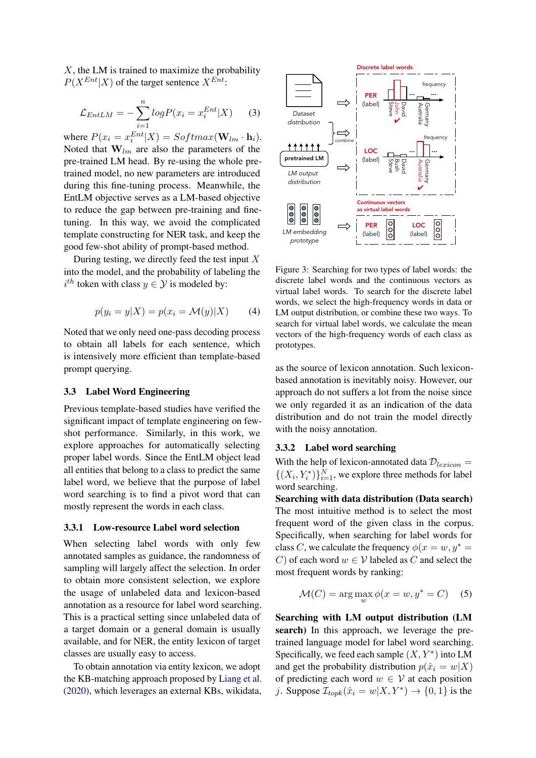$X$, the LM is trained to maximize the probability $P(X^{Ent}|X)$ of the target sentence $X^{Ent}$:

$$\mathcal{L}_{EntLM} = -\sum_{i=1}^{n} logP(x_i = x_i^{Ent}|X) \quad (3)$$

where $P(x_i = x_i^{Ent}|X) = Softmax(\mathbf{W}_{lm} \cdot \mathbf{h}_i)$. Noted that $\mathbf{W}_{lm}$ are also the parameters of the pre-trained LM head. By re-using the whole pre-trained model, no new parameters are introduced during this fine-tuning process. Meanwhile, the EntLM objective serves as a LM-based objective to reduce the gap between pre-training and fine-tuning. In this way, we avoid the complicated template constructing for NER task, and keep the good few-shot ability of prompt-based method.

During testing, we directly feed the test input $X$ into the model, and the probability of labeling the $i^{th}$ token with class $y \in \mathcal{Y}$ is modeled by:

$$p(y_i = y|X) = p(x_i = \mathcal{M}(y)|X) \quad (4)$$

Noted that we only need one-pass decoding process to obtain all labels for each sentence, which is intensively more efficient than template-based prompt querying.

### 3.3 Label Word Engineering

Previous template-based studies have verified the significant impact of template engineering on few-shot performance. Similarly, in this work, we explore approaches for automatically selecting proper label words. Since the EntLM object lead all entities that belong to a class to predict the same label word, we believe that the purpose of label word searching is to find a pivot word that can mostly represent the words in each class.

#### 3.3.1 Low-resource Label word selection

When selecting label words with only few annotated samples as guidance, the randomness of sampling will largely affect the selection. In order to obtain more consistent selection, we explore the usage of unlabeled data and lexicon-based annotation as a resource for label word searching. This is a practical setting since unlabeled data of a target domain or a general domain is usually available, and for NER, the entity lexicon of target classes are usually easy to access.

To obtain annotation via entity lexicon, we adopt the KB-matching approach proposed by Liang et al. (2020), which leverages an external KBs, wikidata, as the source of lexicon annotation. Such lexicon-based annotation is inevitably noisy. However, our approach do not suffers a lot from the noise since we only regarded it as an indication of the data distribution and do not train the model directly with the noisy annotation.

Figure 3: Searching for two types of label words: the discrete label words and the continuous vectors as virtual label words. To search for the discrete label words, we select the high-frequency words in data or LM output distribution, or combine these two ways. To search for virtual label words, we calculate the mean vectors of the high-frequency words of each class as prototypes.

#### 3.3.2 Label word searching

With the help of lexicon-annotated data $\mathcal{D}_{lexicon} = \{(X_i, Y_i^*)\}_{i=1}^{N}$, we explore three methods for label word searching.

**Searching with data distribution (Data search)** The most intuitive method is to select the most frequent word of the given class in the corpus. Specifically, when searching for label words for class $C$, we calculate the frequency $\phi(x = w, y^* = C)$ of each word $w \in \mathcal{V}$ labeled as $C$ and select the most frequent words by ranking:

$$\mathcal{M}(C) = \arg\max_{w} \phi(x = w, y^* = C) \quad (5)$$

**Searching with LM output distribution (LM search)** In this approach, we leverage the pre-trained language model for label word searching. Specifically, we feed each sample $(X, Y^*)$ into LM and get the probability distribution $p(\hat{x}_i = w|X)$ of predicting each word $w \in \mathcal{V}$ at each position $j$. Suppose $\mathcal{I}_{topk}(\hat{x}_i = w|X, Y^*) \rightarrow \{0, 1\}$ is the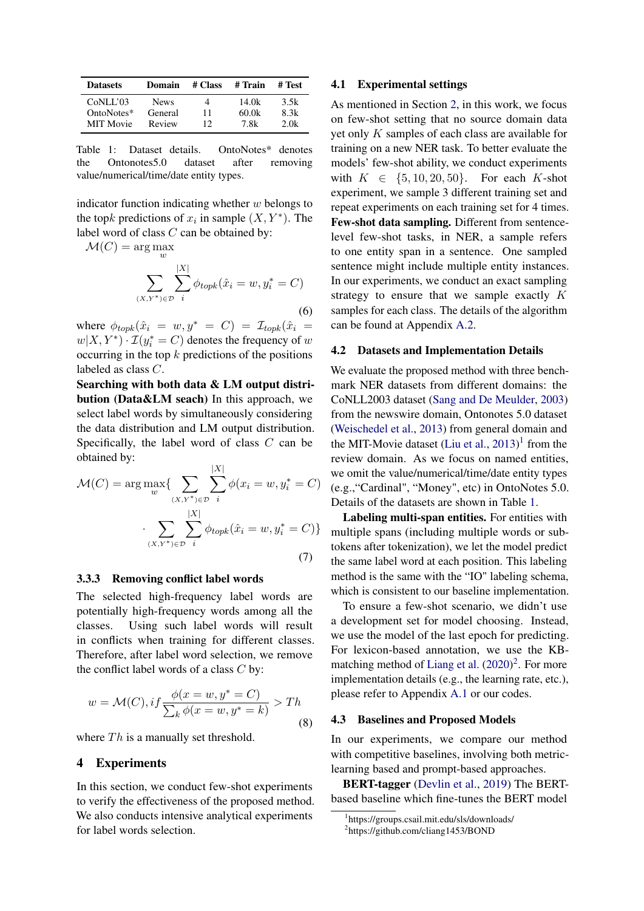| Datasets | Domain | # Class | # Train | # Test |
|---|---|---|---|---|
| CoNLL'03 | News | 4 | 14.0k | 3.5k |
| OntoNotes* | General | 11 | 60.0k | 8.3k |
| MIT Movie | Review | 12 | 7.8k | 2.0k |

Table 1: Dataset details. OntoNotes* denotes the Ontonotes5.0 dataset after removing value/numerical/time/date entity types.

indicator function indicating whether $w$ belongs to the top$k$ predictions of $x_i$ in sample $(X, Y^*)$. The label word of class $C$ can be obtained by:

$$\mathcal{M}(C) = \arg\max_{w} \sum_{(X,Y^*)\in\mathcal{D}} \sum_{i}^{|X|} \phi_{topk}(\hat{x}_i = w, y_i^* = C) \tag{6}$$

where $\phi_{topk}(\hat{x}_i = w, y^* = C) = \mathcal{I}_{topk}(\hat{x}_i = w|X, Y^*) \cdot \mathcal{I}(y_i^* = C)$ denotes the frequency of $w$ occurring in the top $k$ predictions of the positions labeled as class $C$.

**Searching with both data & LM output distribution (Data&LM seach)** In this approach, we select label words by simultaneously considering the data distribution and LM output distribution. Specifically, the label word of class $C$ can be obtained by:

$$\mathcal{M}(C) = \arg\max_{w}\{ \sum_{(X,Y^*)\in\mathcal{D}} \sum_{i}^{|X|} \phi(x_i = w, y_i^* = C) \cdot \sum_{(X,Y^*)\in\mathcal{D}} \sum_{i}^{|X|} \phi_{topk}(\hat{x}_i = w, y_i^* = C)\} \tag{7}$$

### 3.3.3 Removing conflict label words

The selected high-frequency label words are potentially high-frequency words among all the classes. Using such label words will result in conflicts when training for different classes. Therefore, after label word selection, we remove the conflict label words of a class $C$ by:

$$w = \mathcal{M}(C), if \frac{\phi(x = w, y^* = C)}{\sum_k \phi(x = w, y^* = k)} > Th \tag{8}$$

where $Th$ is a manually set threshold.

## 4 Experiments

In this section, we conduct few-shot experiments to verify the effectiveness of the proposed method. We also conducts intensive analytical experiments for label words selection.

### 4.1 Experimental settings

As mentioned in Section 2, in this work, we focus on few-shot setting that no source domain data yet only $K$ samples of each class are available for training on a new NER task. To better evaluate the models' few-shot ability, we conduct experiments with $K \in \{5, 10, 20, 50\}$. For each $K$-shot experiment, we sample 3 different training set and repeat experiments on each training set for 4 times.

**Few-shot data sampling.** Different from sentence-level few-shot tasks, in NER, a sample refers to one entity span in a sentence. One sampled sentence might include multiple entity instances. In our experiments, we conduct an exact sampling strategy to ensure that we sample exactly $K$ samples for each class. The details of the algorithm can be found at Appendix A.2.

### 4.2 Datasets and Implementation Details

We evaluate the proposed method with three benchmark NER datasets from different domains: the CoNLL2003 dataset (Sang and De Meulder, 2003) from the newswire domain, Ontonotes 5.0 dataset (Weischedel et al., 2013) from general domain and the MIT-Movie dataset (Liu et al., 2013)[1] from the review domain. As we focus on named entities, we omit the value/numerical/time/date entity types (e.g.,"Cardinal", "Money", etc) in OntoNotes 5.0. Details of the datasets are shown in Table 1.

**Labeling multi-span entities.** For entities with multiple spans (including multiple words or sub-tokens after tokenization), we let the model predict the same label word at each position. This labeling method is the same with the "IO" labeling schema, which is consistent to our baseline implementation.

To ensure a few-shot scenario, we didn't use a development set for model choosing. Instead, we use the model of the last epoch for predicting. For lexicon-based annotation, we use the KB-matching method of Liang et al. (2020)[2]. For more implementation details (e.g., the learning rate, etc.), please refer to Appendix A.1 or our codes.

### 4.3 Baselines and Proposed Models

In our experiments, we compare our method with competitive baselines, involving both metric-learning based and prompt-based approaches.

**BERT-tagger** (Devlin et al., 2019) The BERT-based baseline which fine-tunes the BERT model

[1] https://groups.csail.mit.edu/sls/downloads/
[2] https://github.com/cliang1453/BOND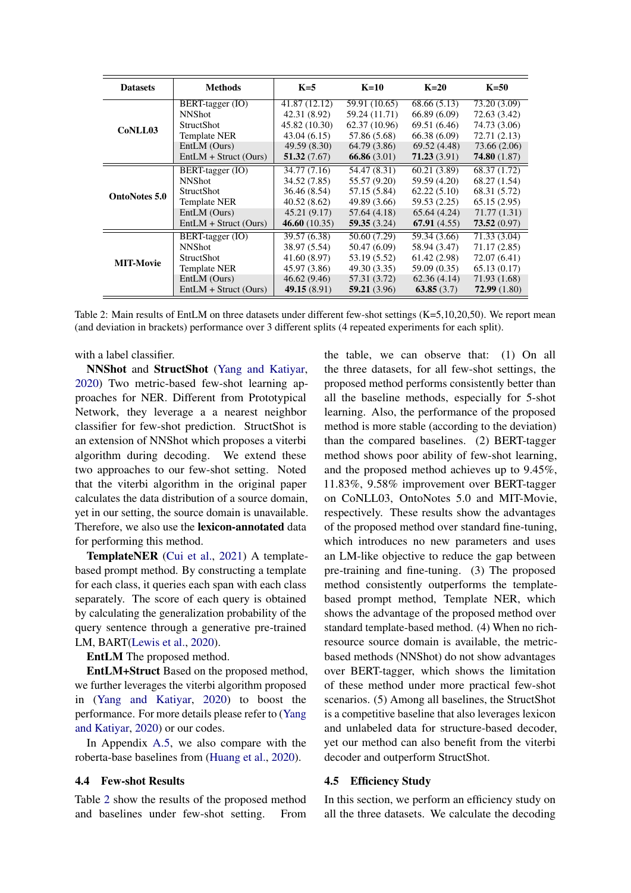| Datasets | Methods | K=5 | K=10 | K=20 | K=50 |
|---|---|---|---|---|---|
| CoNLL03 | BERT-tagger (IO) | 41.87 (12.12) | 59.91 (10.65) | 68.66 (5.13) | 73.20 (3.09) |
| | NNShot | 42.31 (8.92) | 59.24 (11.71) | 66.89 (6.09) | 72.63 (3.42) |
| | StructShot | 45.82 (10.30) | 62.37 (10.96) | 69.51 (6.46) | 74.73 (3.06) |
| | Template NER | 43.04 (6.15) | 57.86 (5.68) | 66.38 (6.09) | 72.71 (2.13) |
| | EntLM (Ours) | 49.59 (8.30) | 64.79 (3.86) | 69.52 (4.48) | 73.66 (2.06) |
| | EntLM + Struct (Ours) | **51.32** (7.67) | **66.86** (3.01) | **71.23** (3.91) | **74.80** (1.87) |
| OntoNotes 5.0 | BERT-tagger (IO) | 34.77 (7.16) | 54.47 (8.31) | 60.21 (3.89) | 68.37 (1.72) |
| | NNShot | 34.52 (7.85) | 55.57 (9.20) | 59.59 (4.20) | 68.27 (1.54) |
| | StructShot | 36.46 (8.54) | 57.15 (5.84) | 62.22 (5.10) | 68.31 (5.72) |
| | Template NER | 40.52 (8.62) | 49.89 (3.66) | 59.53 (2.25) | 65.15 (2.95) |
| | EntLM (Ours) | 45.21 (9.17) | 57.64 (4.18) | 65.64 (4.24) | 71.77 (1.31) |
| | EntLM + Struct (Ours) | **46.60** (10.35) | **59.35** (3.24) | **67.91** (4.55) | **73.52** (0.97) |
| MIT-Movie | BERT-tagger (IO) | 39.57 (6.38) | 50.60 (7.29) | 59.34 (3.66) | 71.33 (3.04) |
| | NNShot | 38.97 (5.54) | 50.47 (6.09) | 58.94 (3.47) | 71.17 (2.85) |
| | StructShot | 41.60 (8.97) | 53.19 (5.52) | 61.42 (2.98) | 72.07 (6.41) |
| | Template NER | 45.97 (3.86) | 49.30 (3.35) | 59.09 (0.35) | 65.13 (0.17) |
| | EntLM (Ours) | 46.62 (9.46) | 57.31 (3.72) | 62.36 (4.14) | 71.93 (1.68) |
| | EntLM + Struct (Ours) | **49.15** (8.91) | **59.21** (3.96) | **63.85** (3.7) | **72.99** (1.80) |

Table 2: Main results of EntLM on three datasets under different few-shot settings (K=5,10,20,50). We report mean (and deviation in brackets) performance over 3 different splits (4 repeated experiments for each split).

with a label classifier.

**NNShot** and **StructShot** (Yang and Katiyar, 2020) Two metric-based few-shot learning approaches for NER. Different from Prototypical Network, they leverage a a nearest neighbor classifier for few-shot prediction. StructShot is an extension of NNShot which proposes a viterbi algorithm during decoding. We extend these two approaches to our few-shot setting. Noted that the viterbi algorithm in the original paper calculates the data distribution of a source domain, yet in our setting, the source domain is unavailable. Therefore, we also use the **lexicon-annotated** data for performing this method.

**TemplateNER** (Cui et al., 2021) A template-based prompt method. By constructing a template for each class, it queries each span with each class separately. The score of each query is obtained by calculating the generalization probability of the query sentence through a generative pre-trained LM, BART(Lewis et al., 2020).

**EntLM** The proposed method.

**EntLM+Struct** Based on the proposed method, we further leverages the viterbi algorithm proposed in (Yang and Katiyar, 2020) to boost the performance. For more details please refer to (Yang and Katiyar, 2020) or our codes.

In Appendix A.5, we also compare with the roberta-base baselines from (Huang et al., 2020).

### 4.4 Few-shot Results

Table 2 show the results of the proposed method and baselines under few-shot setting. From the table, we can observe that: (1) On all the three datasets, for all few-shot settings, the proposed method performs consistently better than all the baseline methods, especially for 5-shot learning. Also, the performance of the proposed method is more stable (according to the deviation) than the compared baselines. (2) BERT-tagger method shows poor ability of few-shot learning, and the proposed method achieves up to 9.45%, 11.83%, 9.58% improvement over BERT-tagger on CoNLL03, OntoNotes 5.0 and MIT-Movie, respectively. These results show the advantages of the proposed method over standard fine-tuning, which introduces no new parameters and uses an LM-like objective to reduce the gap between pre-training and fine-tuning. (3) The proposed method consistently outperforms the template-based prompt method, Template NER, which shows the advantage of the proposed method over standard template-based method. (4) When no rich-resource source domain is available, the metric-based methods (NNShot) do not show advantages over BERT-tagger, which shows the limitation of these method under more practical few-shot scenarios. (5) Among all baselines, the StructShot is a competitive baseline that also leverages lexicon and unlabeled data for structure-based decoder, yet our method can also benefit from the viterbi decoder and outperform StructShot.

### 4.5 Efficiency Study

In this section, we perform an efficiency study on all the three datasets. We calculate the decoding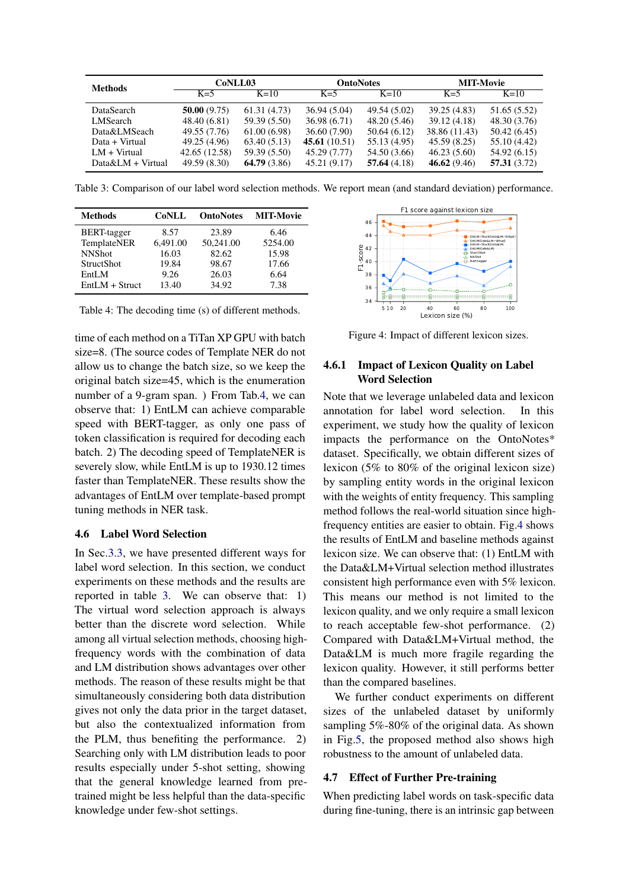| Methods | CoNLL03 | | OntoNotes | | MIT-Movie | |
|---|---|---|---|---|---|---|
| | K=5 | K=10 | K=5 | K=10 | K=5 | K=10 |
| DataSearch | **50.00** (9.75) | 61.31 (4.73) | 36.94 (5.04) | 49.54 (5.02) | 39.25 (4.83) | 51.65 (5.52) |
| LMSearch | 48.40 (6.81) | 59.39 (5.50) | 36.98 (6.71) | 48.20 (5.46) | 39.12 (4.18) | 48.30 (3.76) |
| Data&LMSeach | 49.55 (7.76) | 61.00 (6.98) | 36.60 (7.90) | 50.64 (6.12) | 38.86 (11.43) | 50.42 (6.45) |
| Data + Virtual | 49.25 (4.96) | 63.40 (5.13) | **45.61** (10.51) | 55.13 (4.95) | 45.59 (8.25) | 55.10 (4.42) |
| LM + Virtual | 42.65 (12.58) | 59.39 (5.50) | 45.29 (7.77) | 54.50 (3.66) | 46.23 (5.60) | 54.92 (6.15) |
| Data&LM + Virtual | 49.59 (8.30) | **64.79** (3.86) | 45.21 (9.17) | **57.64** (4.18) | **46.62** (9.46) | **57.31** (3.72) |

Table 3: Comparison of our label word selection methods. We report mean (and standard deviation) performance.

| Methods | CoNLL | OntoNotes | MIT-Movie |
|---|---|---|---|
| BERT-tagger | 8.57 | 23.89 | 6.46 |
| TemplateNER | 6,491.00 | 50,241.00 | 5254.00 |
| NNShot | 16.03 | 82.62 | 15.98 |
| StructShot | 19.84 | 98.67 | 17.66 |
| EntLM | 9.26 | 26.03 | 6.64 |
| EntLM + Struct | 13.40 | 34.92 | 7.38 |

Table 4: The decoding time (s) of different methods.

time of each method on a TiTan XP GPU with batch size=8. (The source codes of Template NER do not allow us to change the batch size, so we keep the original batch size=45, which is the enumeration number of a 9-gram span. ) From Tab.4, we can observe that: 1) EntLM can achieve comparable speed with BERT-tagger, as only one pass of token classification is required for decoding each batch. 2) The decoding speed of TemplateNER is severely slow, while EntLM is up to 1930.12 times faster than TemplateNER. These results show the advantages of EntLM over template-based prompt tuning methods in NER task.

### 4.6 Label Word Selection

In Sec.3.3, we have presented different ways for label word selection. In this section, we conduct experiments on these methods and the results are reported in table 3. We can observe that: 1) The virtual word selection approach is always better than the discrete word selection. While among all virtual selection methods, choosing high-frequency words with the combination of data and LM distribution shows advantages over other methods. The reason of these results might be that simultaneously considering both data distribution gives not only the data prior in the target dataset, but also the contextualized information from the PLM, thus benefiting the performance. 2) Searching only with LM distribution leads to poor results especially under 5-shot setting, showing that the general knowledge learned from pre-trained might be less helpful than the data-specific knowledge under few-shot settings.

Figure 4: Impact of different lexicon sizes.

#### 4.6.1 Impact of Lexicon Quality on Label Word Selection

Note that we leverage unlabeled data and lexicon annotation for label word selection. In this experiment, we study how the quality of lexicon impacts the performance on the OntoNotes* dataset. Specifically, we obtain different sizes of lexicon (5% to 80% of the original lexicon size) by sampling entity words in the original lexicon with the weights of entity frequency. This sampling method follows the real-world situation since high-frequency entities are easier to obtain. Fig.4 shows the results of EntLM and baseline methods against lexicon size. We can observe that: (1) EntLM with the Data&LM+Virtual selection method illustrates consistent high performance even with 5% lexicon. This means our method is not limited to the lexicon quality, and we only require a small lexicon to reach acceptable few-shot performance. (2) Compared with Data&LM+Virtual method, the Data&LM is much more fragile regarding the lexicon quality. However, it still performs better than the compared baselines.

We further conduct experiments on different sizes of the unlabeled dataset by uniformly sampling 5%-80% of the original data. As shown in Fig.5, the proposed method also shows high robustness to the amount of unlabeled data.

### 4.7 Effect of Further Pre-training

When predicting label words on task-specific data during fine-tuning, there is an intrinsic gap between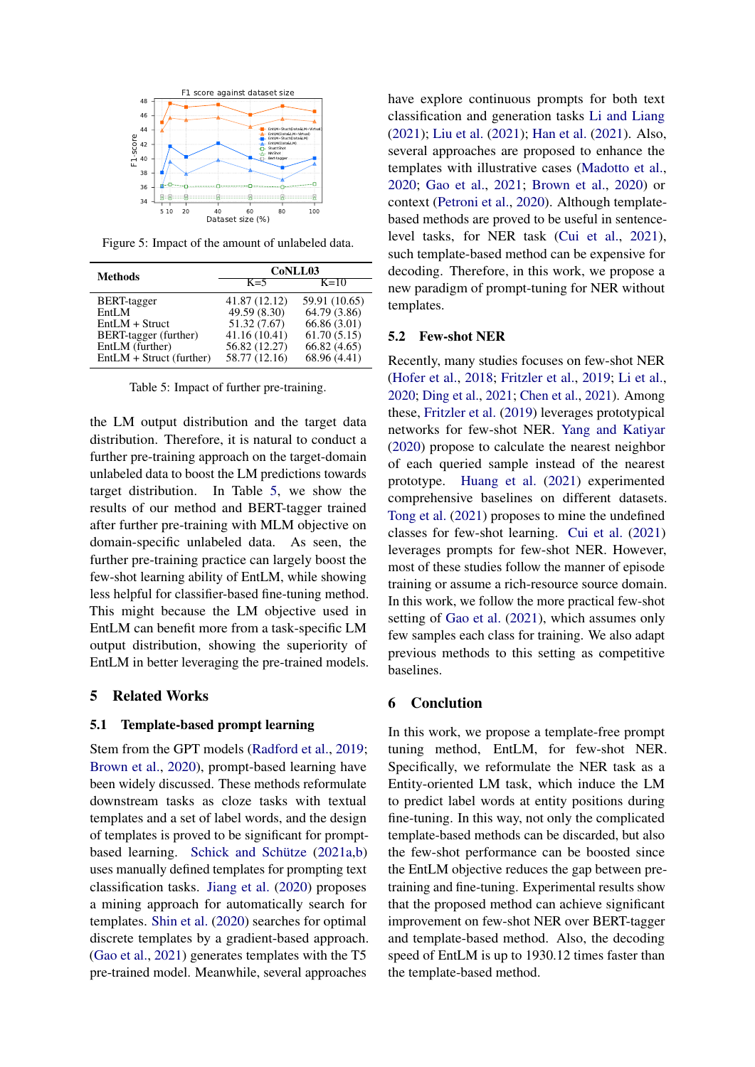Figure 5: Impact of the amount of unlabeled data.

| Methods | CoNLL03 | |
|---|---|---|
| | K=5 | K=10 |
| BERT-tagger | 41.87 (12.12) | 59.91 (10.65) |
| EntLM | 49.59 (8.30) | 64.79 (3.86) |
| EntLM + Struct | 51.32 (7.67) | 66.86 (3.01) |
| BERT-tagger (further) | 41.16 (10.41) | 61.70 (5.15) |
| EntLM (further) | 56.82 (12.27) | 66.82 (4.65) |
| EntLM + Struct (further) | 58.77 (12.16) | 68.96 (4.41) |

Table 5: Impact of further pre-training.

the LM output distribution and the target data distribution. Therefore, it is natural to conduct a further pre-training approach on the target-domain unlabeled data to boost the LM predictions towards target distribution. In Table 5, we show the results of our method and BERT-tagger trained after further pre-training with MLM objective on domain-specific unlabeled data. As seen, the further pre-training practice can largely boost the few-shot learning ability of EntLM, while showing less helpful for classifier-based fine-tuning method. This might because the LM objective used in EntLM can benefit more from a task-specific LM output distribution, showing the superiority of EntLM in better leveraging the pre-trained models.

## 5 Related Works

### 5.1 Template-based prompt learning

Stem from the GPT models (Radford et al., 2019; Brown et al., 2020), prompt-based learning have been widely discussed. These methods reformulate downstream tasks as cloze tasks with textual templates and a set of label words, and the design of templates is proved to be significant for prompt-based learning. Schick and Schütze (2021a,b) uses manually defined templates for prompting text classification tasks. Jiang et al. (2020) proposes a mining approach for automatically search for templates. Shin et al. (2020) searches for optimal discrete templates by a gradient-based approach. (Gao et al., 2021) generates templates with the T5 pre-trained model. Meanwhile, several approaches have explore continuous prompts for both text classification and generation tasks Li and Liang (2021); Liu et al. (2021); Han et al. (2021). Also, several approaches are proposed to enhance the templates with illustrative cases (Madotto et al., 2020; Gao et al., 2021; Brown et al., 2020) or context (Petroni et al., 2020). Although template-based methods are proved to be useful in sentence-level tasks, for NER task (Cui et al., 2021), such template-based method can be expensive for decoding. Therefore, in this work, we propose a new paradigm of prompt-tuning for NER without templates.

### 5.2 Few-shot NER

Recently, many studies focuses on few-shot NER (Hofer et al., 2018; Fritzler et al., 2019; Li et al., 2020; Ding et al., 2021; Chen et al., 2021). Among these, Fritzler et al. (2019) leverages prototypical networks for few-shot NER. Yang and Katiyar (2020) propose to calculate the nearest neighbor of each queried sample instead of the nearest prototype. Huang et al. (2021) experimented comprehensive baselines on different datasets. Tong et al. (2021) proposes to mine the undefined classes for few-shot learning. Cui et al. (2021) leverages prompts for few-shot NER. However, most of these studies follow the manner of episode training or assume a rich-resource source domain. In this work, we follow the more practical few-shot setting of Gao et al. (2021), which assumes only few samples each class for training. We also adapt previous methods to this setting as competitive baselines.

## 6 Conclusion

In this work, we propose a template-free prompt tuning method, EntLM, for few-shot NER. Specifically, we reformulate the NER task as a Entity-oriented LM task, which induce the LM to predict label words at entity positions during fine-tuning. In this way, not only the complicated template-based methods can be discarded, but also the few-shot performance can be boosted since the EntLM objective reduces the gap between pre-training and fine-tuning. Experimental results show that the proposed method can achieve significant improvement on few-shot NER over BERT-tagger and template-based method. Also, the decoding speed of EntLM is up to 1930.12 times faster than the template-based method.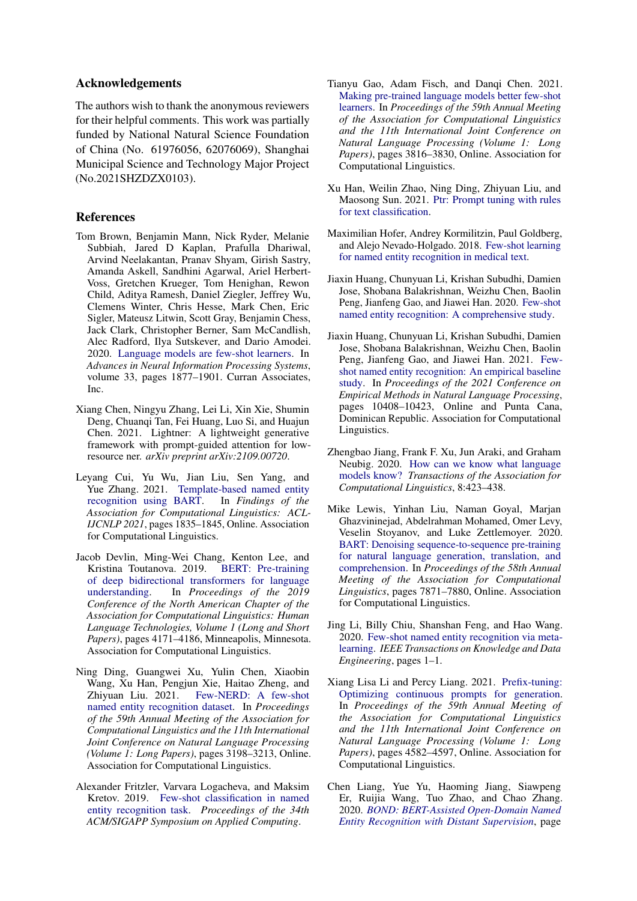## Acknowledgements

The authors wish to thank the anonymous reviewers for their helpful comments. This work was partially funded by National Natural Science Foundation of China (No. 61976056, 62076069), Shanghai Municipal Science and Technology Major Project (No.2021SHZDZX0103).

## References

Tom Brown, Benjamin Mann, Nick Ryder, Melanie Subbiah, Jared D Kaplan, Prafulla Dhariwal, Arvind Neelakantan, Pranav Shyam, Girish Sastry, Amanda Askell, Sandhini Agarwal, Ariel Herbert-Voss, Gretchen Krueger, Tom Henighan, Rewon Child, Aditya Ramesh, Daniel Ziegler, Jeffrey Wu, Clemens Winter, Chris Hesse, Mark Chen, Eric Sigler, Mateusz Litwin, Scott Gray, Benjamin Chess, Jack Clark, Christopher Berner, Sam McCandlish, Alec Radford, Ilya Sutskever, and Dario Amodei. 2020. Language models are few-shot learners. In *Advances in Neural Information Processing Systems*, volume 33, pages 1877–1901. Curran Associates, Inc.

Xiang Chen, Ningyu Zhang, Lei Li, Xin Xie, Shumin Deng, Chuanqi Tan, Fei Huang, Luo Si, and Huajun Chen. 2021. Lightner: A lightweight generative framework with prompt-guided attention for low-resource ner. *arXiv preprint arXiv:2109.00720*.

Leyang Cui, Yu Wu, Jian Liu, Sen Yang, and Yue Zhang. 2021. Template-based named entity recognition using BART. In *Findings of the Association for Computational Linguistics: ACL-IJCNLP 2021*, pages 1835–1845, Online. Association for Computational Linguistics.

Jacob Devlin, Ming-Wei Chang, Kenton Lee, and Kristina Toutanova. 2019. BERT: Pre-training of deep bidirectional transformers for language understanding. In *Proceedings of the 2019 Conference of the North American Chapter of the Association for Computational Linguistics: Human Language Technologies, Volume 1 (Long and Short Papers)*, pages 4171–4186, Minneapolis, Minnesota. Association for Computational Linguistics.

Ning Ding, Guangwei Xu, Yulin Chen, Xiaobin Wang, Xu Han, Pengjun Xie, Haitao Zheng, and Zhiyuan Liu. 2021. Few-NERD: A few-shot named entity recognition dataset. In *Proceedings of the 59th Annual Meeting of the Association for Computational Linguistics and the 11th International Joint Conference on Natural Language Processing (Volume 1: Long Papers)*, pages 3198–3213, Online. Association for Computational Linguistics.

Alexander Fritzler, Varvara Logacheva, and Maksim Kretov. 2019. Few-shot classification in named entity recognition task. *Proceedings of the 34th ACM/SIGAPP Symposium on Applied Computing*.

Tianyu Gao, Adam Fisch, and Danqi Chen. 2021. Making pre-trained language models better few-shot learners. In *Proceedings of the 59th Annual Meeting of the Association for Computational Linguistics and the 11th International Joint Conference on Natural Language Processing (Volume 1: Long Papers)*, pages 3816–3830, Online. Association for Computational Linguistics.

Xu Han, Weilin Zhao, Ning Ding, Zhiyuan Liu, and Maosong Sun. 2021. Ptr: Prompt tuning with rules for text classification.

Maximilian Hofer, Andrey Kormilitzin, Paul Goldberg, and Alejo Nevado-Holgado. 2018. Few-shot learning for named entity recognition in medical text.

Jiaxin Huang, Chunyuan Li, Krishan Subudhi, Damien Jose, Shobana Balakrishnan, Weizhu Chen, Baolin Peng, Jianfeng Gao, and Jiawei Han. 2020. Few-shot named entity recognition: A comprehensive study.

Jiaxin Huang, Chunyuan Li, Krishan Subudhi, Damien Jose, Shobana Balakrishnan, Weizhu Chen, Baolin Peng, Jianfeng Gao, and Jiawei Han. 2021. Few-shot named entity recognition: An empirical baseline study. In *Proceedings of the 2021 Conference on Empirical Methods in Natural Language Processing*, pages 10408–10423, Online and Punta Cana, Dominican Republic. Association for Computational Linguistics.

Zhengbao Jiang, Frank F. Xu, Jun Araki, and Graham Neubig. 2020. How can we know what language models know? *Transactions of the Association for Computational Linguistics*, 8:423–438.

Mike Lewis, Yinhan Liu, Naman Goyal, Marjan Ghazvininejad, Abdelrahman Mohamed, Omer Levy, Veselin Stoyanov, and Luke Zettlemoyer. 2020. BART: Denoising sequence-to-sequence pre-training for natural language generation, translation, and comprehension. In *Proceedings of the 58th Annual Meeting of the Association for Computational Linguistics*, pages 7871–7880, Online. Association for Computational Linguistics.

Jing Li, Billy Chiu, Shanshan Feng, and Hao Wang. 2020. Few-shot named entity recognition via meta-learning. *IEEE Transactions on Knowledge and Data Engineering*, pages 1–1.

Xiang Lisa Li and Percy Liang. 2021. Prefix-tuning: Optimizing continuous prompts for generation. In *Proceedings of the 59th Annual Meeting of the Association for Computational Linguistics and the 11th International Joint Conference on Natural Language Processing (Volume 1: Long Papers)*, pages 4582–4597, Online. Association for Computational Linguistics.

Chen Liang, Yue Yu, Haoming Jiang, Siawpeng Er, Ruijia Wang, Tuo Zhao, and Chao Zhang. 2020. *BOND: BERT-Assisted Open-Domain Named Entity Recognition with Distant Supervision*, page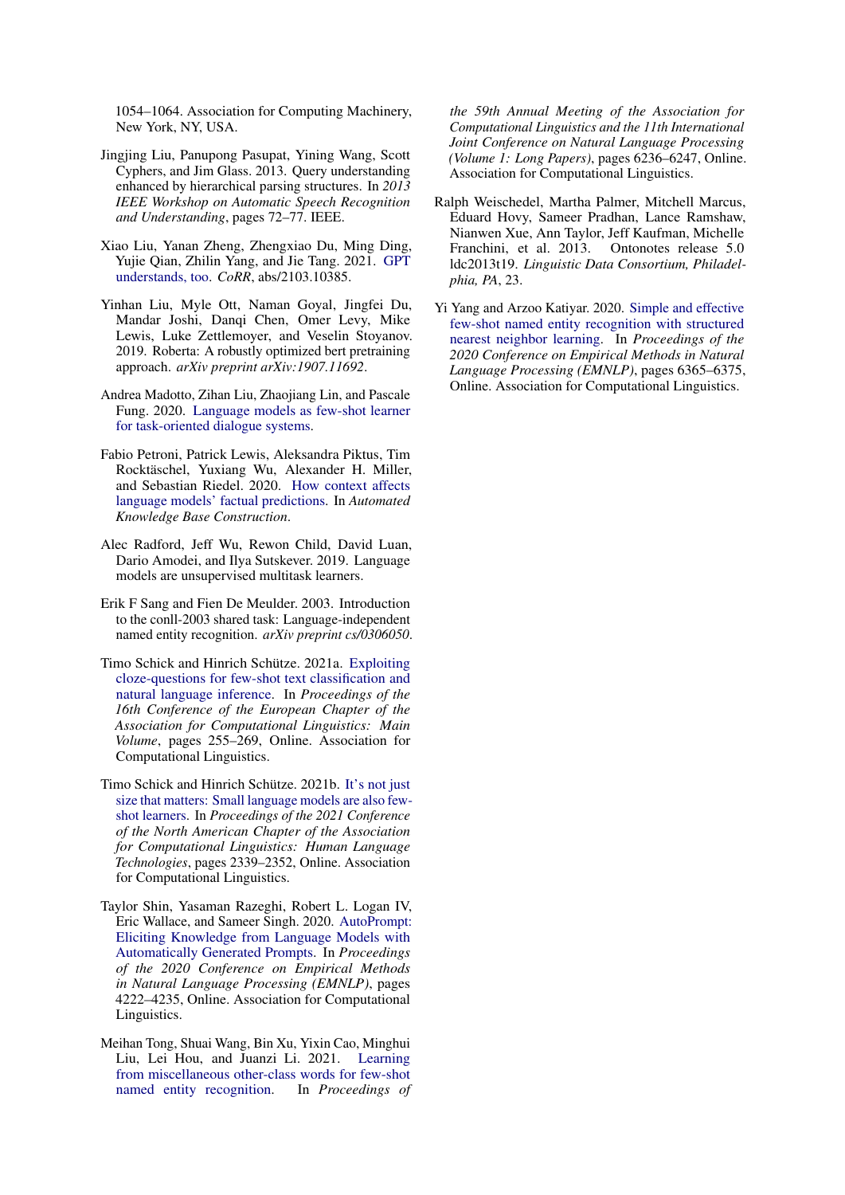1054–1064. Association for Computing Machinery, New York, NY, USA.

Jingjing Liu, Panupong Pasupat, Yining Wang, Scott Cyphers, and Jim Glass. 2013. Query understanding enhanced by hierarchical parsing structures. In *2013 IEEE Workshop on Automatic Speech Recognition and Understanding*, pages 72–77. IEEE.

Xiao Liu, Yanan Zheng, Zhengxiao Du, Ming Ding, Yujie Qian, Zhilin Yang, and Jie Tang. 2021. GPT understands, too. *CoRR*, abs/2103.10385.

Yinhan Liu, Myle Ott, Naman Goyal, Jingfei Du, Mandar Joshi, Danqi Chen, Omer Levy, Mike Lewis, Luke Zettlemoyer, and Veselin Stoyanov. 2019. Roberta: A robustly optimized bert pretraining approach. *arXiv preprint arXiv:1907.11692*.

Andrea Madotto, Zihan Liu, Zhaojiang Lin, and Pascale Fung. 2020. Language models as few-shot learner for task-oriented dialogue systems.

Fabio Petroni, Patrick Lewis, Aleksandra Piktus, Tim Rocktäschel, Yuxiang Wu, Alexander H. Miller, and Sebastian Riedel. 2020. How context affects language models' factual predictions. In *Automated Knowledge Base Construction*.

Alec Radford, Jeff Wu, Rewon Child, David Luan, Dario Amodei, and Ilya Sutskever. 2019. Language models are unsupervised multitask learners.

Erik F Sang and Fien De Meulder. 2003. Introduction to the conll-2003 shared task: Language-independent named entity recognition. *arXiv preprint cs/0306050*.

Timo Schick and Hinrich Schütze. 2021a. Exploiting cloze-questions for few-shot text classification and natural language inference. In *Proceedings of the 16th Conference of the European Chapter of the Association for Computational Linguistics: Main Volume*, pages 255–269, Online. Association for Computational Linguistics.

Timo Schick and Hinrich Schütze. 2021b. It's not just size that matters: Small language models are also few-shot learners. In *Proceedings of the 2021 Conference of the North American Chapter of the Association for Computational Linguistics: Human Language Technologies*, pages 2339–2352, Online. Association for Computational Linguistics.

Taylor Shin, Yasaman Razeghi, Robert L. Logan IV, Eric Wallace, and Sameer Singh. 2020. AutoPrompt: Eliciting Knowledge from Language Models with Automatically Generated Prompts. In *Proceedings of the 2020 Conference on Empirical Methods in Natural Language Processing (EMNLP)*, pages 4222–4235, Online. Association for Computational Linguistics.

Meihan Tong, Shuai Wang, Bin Xu, Yixin Cao, Minghui Liu, Lei Hou, and Juanzi Li. 2021. Learning from miscellaneous other-class words for few-shot named entity recognition. In *Proceedings of the 59th Annual Meeting of the Association for Computational Linguistics and the 11th International Joint Conference on Natural Language Processing (Volume 1: Long Papers)*, pages 6236–6247, Online. Association for Computational Linguistics.

Ralph Weischedel, Martha Palmer, Mitchell Marcus, Eduard Hovy, Sameer Pradhan, Lance Ramshaw, Nianwen Xue, Ann Taylor, Jeff Kaufman, Michelle Franchini, et al. 2013. Ontonotes release 5.0 ldc2013t19. *Linguistic Data Consortium, Philadelphia, PA*, 23.

Yi Yang and Arzoo Katiyar. 2020. Simple and effective few-shot named entity recognition with structured nearest neighbor learning. In *Proceedings of the 2020 Conference on Empirical Methods in Natural Language Processing (EMNLP)*, pages 6365–6375, Online. Association for Computational Linguistics.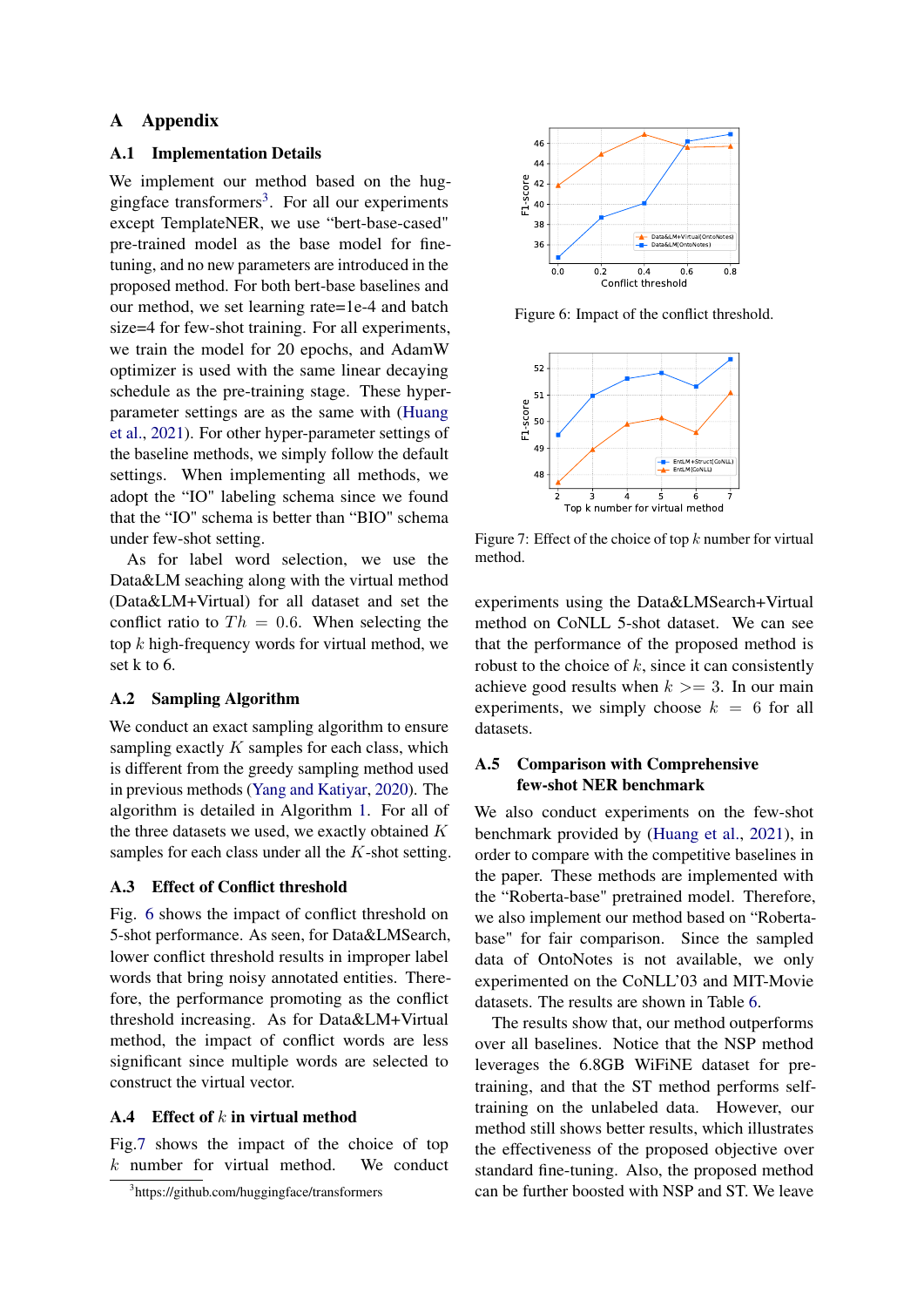# A Appendix

## A.1 Implementation Details

We implement our method based on the huggingface transformers[3]. For all our experiments except TemplateNER, we use "bert-base-cased" pre-trained model as the base model for fine-tuning, and no new parameters are introduced in the proposed method. For both bert-base baselines and our method, we set learning rate=1e-4 and batch size=4 for few-shot training. For all experiments, we train the model for 20 epochs, and AdamW optimizer is used with the same linear decaying schedule as the pre-training stage. These hyper-parameter settings are as the same with (Huang et al., 2021). For other hyper-parameter settings of the baseline methods, we simply follow the default settings. When implementing all methods, we adopt the "IO" labeling schema since we found that the "IO" schema is better than "BIO" schema under few-shot setting.

As for label word selection, we use the Data&LM seaching along with the virtual method (Data&LM+Virtual) for all dataset and set the conflict ratio to $Th = 0.6$. When selecting the top $k$ high-frequency words for virtual method, we set k to 6.

## A.2 Sampling Algorithm

We conduct an exact sampling algorithm to ensure sampling exactly $K$ samples for each class, which is different from the greedy sampling method used in previous methods (Yang and Katiyar, 2020). The algorithm is detailed in Algorithm 1. For all of the three datasets we used, we exactly obtained $K$ samples for each class under all the $K$-shot setting.

## A.3 Effect of Conflict threshold

Fig. 6 shows the impact of conflict threshold on 5-shot performance. As seen, for Data&LMSearch, lower conflict threshold results in improper label words that bring noisy annotated entities. Therefore, the performance promoting as the conflict threshold increasing. As for Data&LM+Virtual method, the impact of conflict words are less significant since multiple words are selected to construct the virtual vector.

## A.4 Effect of $k$ in virtual method

Fig.7 shows the impact of the choice of top $k$ number for virtual method. We conduct experiments using the Data&LMSearch+Virtual method on CoNLL 5-shot dataset. We can see that the performance of the proposed method is robust to the choice of $k$, since it can consistently achieve good results when $k >= 3$. In our main experiments, we simply choose $k = 6$ for all datasets.

Figure 6: Impact of the conflict threshold.

Figure 7: Effect of the choice of top $k$ number for virtual method.

## A.5 Comparison with Comprehensive few-shot NER benchmark

We also conduct experiments on the few-shot benchmark provided by (Huang et al., 2021), in order to compare with the competitive baselines in the paper. These methods are implemented with the "Roberta-base" pretrained model. Therefore, we also implement our method based on "Roberta-base" for fair comparison. Since the sampled data of OntoNotes is not available, we only experimented on the CoNLL'03 and MIT-Movie datasets. The results are shown in Table 6.

The results show that, our method outperforms over all baselines. Notice that the NSP method leverages the 6.8GB WiFiNE dataset for pre-training, and that the ST method performs self-training on the unlabeled data. However, our method still shows better results, which illustrates the effectiveness of the proposed objective over standard fine-tuning. Also, the proposed method can be further boosted with NSP and ST. We leave

[3] https://github.com/huggingface/transformers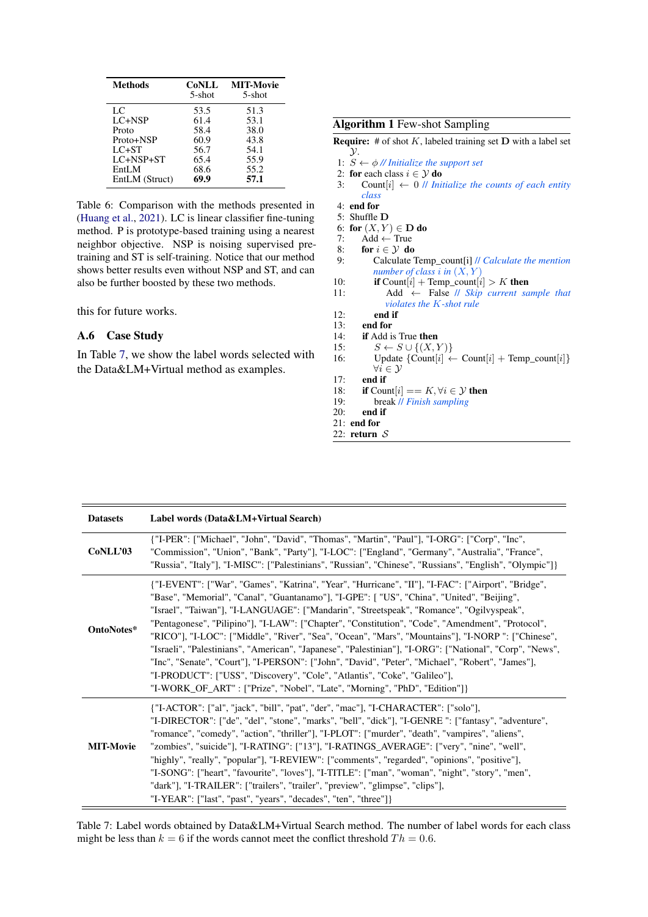| Methods | CoNLL 5-shot | MIT-Movie 5-shot |
|---|---|---|
| LC | 53.5 | 51.3 |
| LC+NSP | 61.4 | 53.1 |
| Proto | 58.4 | 38.0 |
| Proto+NSP | 60.9 | 43.8 |
| LC+ST | 56.7 | 54.1 |
| LC+NSP+ST | 65.4 | 55.9 |
| EntLM | 68.6 | 55.2 |
| EntLM (Struct) | **69.9** | **57.1** |

Table 6: Comparison with the methods presented in (Huang et al., 2021). LC is linear classifier fine-tuning method. P is prototype-based training using a nearest neighbor objective. NSP is noising supervised pre-training and ST is self-training. Notice that our method shows better results even without NSP and ST, and can also be further boosted by these two methods.

this for future works.

## A.6 Case Study

In Table 7, we show the label words selected with the Data&LM+Virtual method as examples.

**Algorithm 1** Few-shot Sampling

**Require:** # of shot $K$, labeled training set $\mathbf{D}$ with a label set $\mathcal{Y}$.

```
1:  S ← ϕ // Initialize the support set
2:  for each class i ∈ Y do
3:      Count[i] ← 0 // Initialize the counts of each entity class
4:  end for
5:  Shuffle D
6:  for (X, Y) ∈ D do
7:      Add ← True
8:      for i ∈ Y do
9:          Calculate Temp_count[i] // Calculate the mention number of class i in (X, Y)
10:         if Count[i] + Temp_count[i] > K then
11:             Add ← False // Skip current sample that violates the K-shot rule
12:         end if
13:     end for
14:     if Add is True then
15:         S ← S ∪ {(X, Y)}
16:         Update {Count[i] ← Count[i] + Temp_count[i]} ∀i ∈ Y
17:     end if
18:     if Count[i] == K, ∀i ∈ Y then
19:         break // Finish sampling
20:     end if
21: end for
22: return S
```

| Datasets | Label words (Data&LM+Virtual Search) |
|---|---|
| CoNLL'03 | {"I-PER": ["Michael", "John", "David", "Thomas", "Martin", "Paul"], "I-ORG": ["Corp", "Inc", "Commission", "Union", "Bank", "Party"], "I-LOC": ["England", "Germany", "Australia", "France", "Russia", "Italy"], "I-MISC": ["Palestinians", "Russian", "Chinese", "Russians", "English", "Olympic"]} |
| OntoNotes* | {"I-EVENT": ["War", "Games", "Katrina", "Year", "Hurricane", "II"], "I-FAC": ["Airport", "Bridge", "Base", "Memorial", "Canal", "Guantanamo"], "I-GPE": [ "US", "China", "United", "Beijing", "Israel", "Taiwan"], "I-LANGUAGE": ["Mandarin", "Streetspeak", "Romance", "Ogilvyspeak", "Pentagonese", "Pilipino"], "I-LAW": ["Chapter", "Constitution", "Code", "Amendment", "Protocol", "RICO"], "I-LOC": ["Middle", "River", "Sea", "Ocean", "Mars", "Mountains"], "I-NORP ": ["Chinese", "Israeli", "Palestinians", "American", "Japanese", "Palestinian"], "I-ORG": ["National", "Corp", "News", "Inc", "Senate", "Court"], "I-PERSON": ["John", "David", "Peter", "Michael", "Robert", "James"], "I-PRODUCT": ["USS", "Discovery", "Cole", "Atlantis", "Coke", "Galileo"], "I-WORK_OF_ART" : ["Prize", "Nobel", "Late", "Morning", "PhD", "Edition"]} |
| MIT-Movie | {"I-ACTOR": ["al", "jack", "bill", "pat", "der", "mac"], "I-CHARACTER": ["solo"], "I-DIRECTOR": ["de", "del", "stone", "marks", "bell", "dick"], "I-GENRE ": ["fantasy", "adventure", "romance", "comedy", "action", "thriller"], "I-PLOT": ["murder", "death", "vampires", "aliens", "zombies", "suicide"], "I-RATING": ["13"], "I-RATINGS_AVERAGE": ["very", "nine", "well", "highly", "really", "popular"], "I-REVIEW": ["comments", "regarded", "opinions", "positive"], "I-SONG": ["heart", "favourite", "loves"], "I-TITLE": ["man", "woman", "night", "story", "men", "dark"], "I-TRAILER": ["trailers", "trailer", "preview", "glimpse", "clips"], "I-YEAR": ["last", "past", "years", "decades", "ten", "three"]} |

Table 7: Label words obtained by Data&LM+Virtual Search method. The number of label words for each class might be less than $k = 6$ if the words cannot meet the conflict threshold $Th = 0.6$.